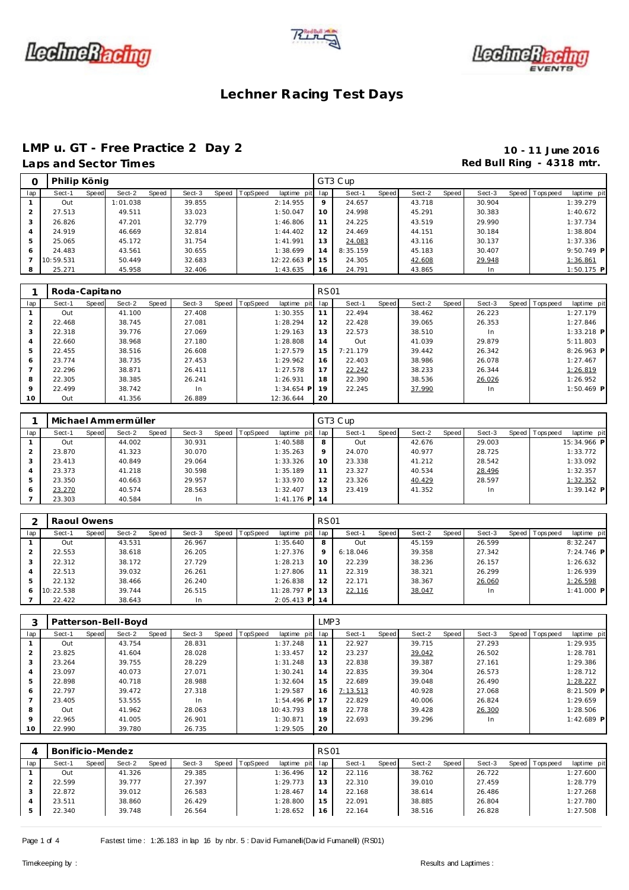# Lechner Racing Test Days

## LMP u. GT - Free Practice 2 Day 2

**Laps and Sector Times**

**10 - 11 June 2016**
**Red Bull Ring - 4318 mtr.**

| 0 | Philip König | | | | | | | | GT3 Cup | | | | | | | | |
|---|---|---|---|---|---|---|---|---|---|---|---|---|---|---|---|---|---|
| lap | Sect-1 | Speed | Sect-2 | Speed | Sect-3 | Speed | TopSpeed | laptime pit | lap | Sect-1 | Speed | Sect-2 | Speed | Sect-3 | Speed | Topspeed | laptime pit |
| 1 | Out | | 1:01.038 | | 39.855 | | | 2:14.955 | 9 | 24.657 | | 43.718 | | 30.904 | | | 1:39.279 |
| 2 | 27.513 | | 49.511 | | 33.023 | | | 1:50.047 | 10 | 24.998 | | 45.291 | | 30.383 | | | 1:40.672 |
| 3 | 26.826 | | 47.201 | | 32.779 | | | 1:46.806 | 11 | 24.225 | | 43.519 | | 29.990 | | | 1:37.734 |
| 4 | 24.919 | | 46.669 | | 32.814 | | | 1:44.402 | 12 | 24.469 | | 44.151 | | 30.184 | | | 1:38.804 |
| 5 | 25.065 | | 45.172 | | 31.754 | | | 1:41.991 | 13 | 24.083 | | 43.116 | | 30.137 | | | 1:37.336 |
| 6 | 24.483 | | 43.561 | | 30.655 | | | 1:38.699 | 14 | 8:35.159 | | 45.183 | | 30.407 | | | 9:50.749 P |
| 7 | 10:59.531 | | 50.449 | | 32.683 | | | 12:22.663 P | 15 | 24.305 | | 42.608 | | 29.948 | | | 1:36.861 |
| 8 | 25.271 | | 45.958 | | 32.406 | | | 1:43.635 | 16 | 24.791 | | 43.865 | | In | | | 1:50.175 P |

| 1 | Roda-Capitano | | | | | | | | RS01 | | | | | | | | |
|---|---|---|---|---|---|---|---|---|---|---|---|---|---|---|---|---|---|
| lap | Sect-1 | Speed | Sect-2 | Speed | Sect-3 | Speed | TopSpeed | laptime pit | lap | Sect-1 | Speed | Sect-2 | Speed | Sect-3 | Speed | Topspeed | laptime pit |
| 1 | Out | | 41.100 | | 27.408 | | | 1:30.355 | 11 | 22.494 | | 38.462 | | 26.223 | | | 1:27.179 |
| 2 | 22.468 | | 38.745 | | 27.081 | | | 1:28.294 | 12 | 22.428 | | 39.065 | | 26.353 | | | 1:27.846 |
| 3 | 22.318 | | 39.776 | | 27.069 | | | 1:29.163 | 13 | 22.573 | | 38.510 | | In | | | 1:33.218 P |
| 4 | 22.660 | | 38.968 | | 27.180 | | | 1:28.808 | 14 | Out | | 41.039 | | 29.879 | | | 5:11.803 |
| 5 | 22.455 | | 38.516 | | 26.608 | | | 1:27.579 | 15 | 7:21.179 | | 39.442 | | 26.342 | | | 8:26.963 P |
| 6 | 23.774 | | 38.735 | | 27.453 | | | 1:29.962 | 16 | 22.403 | | 38.986 | | 26.078 | | | 1:27.467 |
| 7 | 22.296 | | 38.871 | | 26.411 | | | 1:27.578 | 17 | 22.242 | | 38.233 | | 26.344 | | | 1:26.819 |
| 8 | 22.305 | | 38.385 | | 26.241 | | | 1:26.931 | 18 | 22.390 | | 38.536 | | 26.026 | | | 1:26.952 |
| 9 | 22.499 | | 38.742 | | In | | | 1:34.654 P | 19 | 22.245 | | 37.990 | | In | | | 1:50.469 P |
| 10 | Out | | 41.356 | | 26.889 | | | 12:36.644 | 20 | | | | | | | | |

| 1 | Michael Ammermüller | | | | | | | | GT3 Cup | | | | | | | | |
|---|---|---|---|---|---|---|---|---|---|---|---|---|---|---|---|---|---|
| lap | Sect-1 | Speed | Sect-2 | Speed | Sect-3 | Speed | TopSpeed | laptime pit | lap | Sect-1 | Speed | Sect-2 | Speed | Sect-3 | Speed | Topspeed | laptime pit |
| 1 | Out | | 44.002 | | 30.931 | | | 1:40.588 | 8 | Out | | 42.676 | | 29.003 | | | 15:34.966 P |
| 2 | 23.870 | | 41.323 | | 30.070 | | | 1:35.263 | 9 | 24.070 | | 40.977 | | 28.725 | | | 1:33.772 |
| 3 | 23.413 | | 40.849 | | 29.064 | | | 1:33.326 | 10 | 23.338 | | 41.212 | | 28.542 | | | 1:33.092 |
| 4 | 23.373 | | 41.218 | | 30.598 | | | 1:35.189 | 11 | 23.327 | | 40.534 | | 28.496 | | | 1:32.357 |
| 5 | 23.350 | | 40.663 | | 29.957 | | | 1:33.970 | 12 | 23.326 | | 40.429 | | 28.597 | | | 1:32.352 |
| 6 | 23.270 | | 40.574 | | 28.563 | | | 1:32.407 | 13 | 23.419 | | 41.352 | | In | | | 1:39.142 P |
| 7 | 23.303 | | 40.584 | | In | | | 1:41.176 P | 14 | | | | | | | | |

| 2 | Raoul Owens | | | | | | | | RS01 | | | | | | | | |
|---|---|---|---|---|---|---|---|---|---|---|---|---|---|---|---|---|---|
| lap | Sect-1 | Speed | Sect-2 | Speed | Sect-3 | Speed | TopSpeed | laptime pit | lap | Sect-1 | Speed | Sect-2 | Speed | Sect-3 | Speed | Topspeed | laptime pit |
| 1 | Out | | 43.531 | | 26.967 | | | 1:35.640 | 8 | Out | | 45.159 | | 26.599 | | | 8:32.247 |
| 2 | 22.553 | | 38.618 | | 26.205 | | | 1:27.376 | 9 | 6:18.046 | | 39.358 | | 27.342 | | | 7:24.746 P |
| 3 | 22.312 | | 38.172 | | 27.729 | | | 1:28.213 | 10 | 22.239 | | 38.236 | | 26.157 | | | 1:26.632 |
| 4 | 22.513 | | 39.032 | | 26.261 | | | 1:27.806 | 11 | 22.319 | | 38.321 | | 26.299 | | | 1:26.939 |
| 5 | 22.132 | | 38.466 | | 26.240 | | | 1:26.838 | 12 | 22.171 | | 38.367 | | 26.060 | | | 1:26.598 |
| 6 | 10:22.538 | | 39.744 | | 26.515 | | | 11:28.797 P | 13 | 22.116 | | 38.047 | | In | | | 1:41.000 P |
| 7 | 22.422 | | 38.643 | | In | | | 2:05.413 P | 14 | | | | | | | | |

| 3 | Patterson-Bell-Boyd | | | | | | | | LMP3 | | | | | | | | |
|---|---|---|---|---|---|---|---|---|---|---|---|---|---|---|---|---|---|
| lap | Sect-1 | Speed | Sect-2 | Speed | Sect-3 | Speed | TopSpeed | laptime pit | lap | Sect-1 | Speed | Sect-2 | Speed | Sect-3 | Speed | Topspeed | laptime pit |
| 1 | Out | | 43.754 | | 28.831 | | | 1:37.248 | 11 | 22.927 | | 39.715 | | 27.293 | | | 1:29.935 |
| 2 | 23.825 | | 41.604 | | 28.028 | | | 1:33.457 | 12 | 23.237 | | 39.042 | | 26.502 | | | 1:28.781 |
| 3 | 23.264 | | 39.755 | | 28.229 | | | 1:31.248 | 13 | 22.838 | | 39.387 | | 27.161 | | | 1:29.386 |
| 4 | 23.097 | | 40.073 | | 27.071 | | | 1:30.241 | 14 | 22.835 | | 39.304 | | 26.573 | | | 1:28.712 |
| 5 | 22.898 | | 40.718 | | 28.988 | | | 1:32.604 | 15 | 22.689 | | 39.048 | | 26.490 | | | 1:28.227 |
| 6 | 22.797 | | 39.472 | | 27.318 | | | 1:29.587 | 16 | 7:13.513 | | 40.928 | | 27.068 | | | 8:21.509 P |
| 7 | 23.405 | | 53.555 | | In | | | 1:54.496 P | 17 | 22.829 | | 40.006 | | 26.824 | | | 1:29.659 |
| 8 | Out | | 41.962 | | 28.063 | | | 10:43.793 | 18 | 22.778 | | 39.428 | | 26.300 | | | 1:28.506 |
| 9 | 22.965 | | 41.005 | | 26.901 | | | 1:30.871 | 19 | 22.693 | | 39.296 | | In | | | 1:42.689 P |
| 10 | 22.990 | | 39.780 | | 26.735 | | | 1:29.505 | 20 | | | | | | | | |

| 4 | Bonificio-Mendez | | | | | | | | RS01 | | | | | | | | |
|---|---|---|---|---|---|---|---|---|---|---|---|---|---|---|---|---|---|
| lap | Sect-1 | Speed | Sect-2 | Speed | Sect-3 | Speed | TopSpeed | laptime pit | lap | Sect-1 | Speed | Sect-2 | Speed | Sect-3 | Speed | Topspeed | laptime pit |
| 1 | Out | | 41.326 | | 29.385 | | | 1:36.496 | 12 | 22.116 | | 38.762 | | 26.722 | | | 1:27.600 |
| 2 | 22.599 | | 39.777 | | 27.397 | | | 1:29.773 | 13 | 22.310 | | 39.010 | | 27.459 | | | 1:28.779 |
| 3 | 22.872 | | 39.012 | | 26.583 | | | 1:28.467 | 14 | 22.168 | | 38.614 | | 26.486 | | | 1:27.268 |
| 4 | 23.511 | | 38.860 | | 26.429 | | | 1:28.800 | 15 | 22.091 | | 38.885 | | 26.804 | | | 1:27.780 |
| 5 | 22.340 | | 39.748 | | 26.564 | | | 1:28.652 | 16 | 22.164 | | 38.516 | | 26.828 | | | 1:27.508 |

Fastest time : 1:26.183 in lap 16 by nbr. 5 : David Fumanelli(David Fumanelli) (RS01)

Timekeeping by :

Results and Laptimes :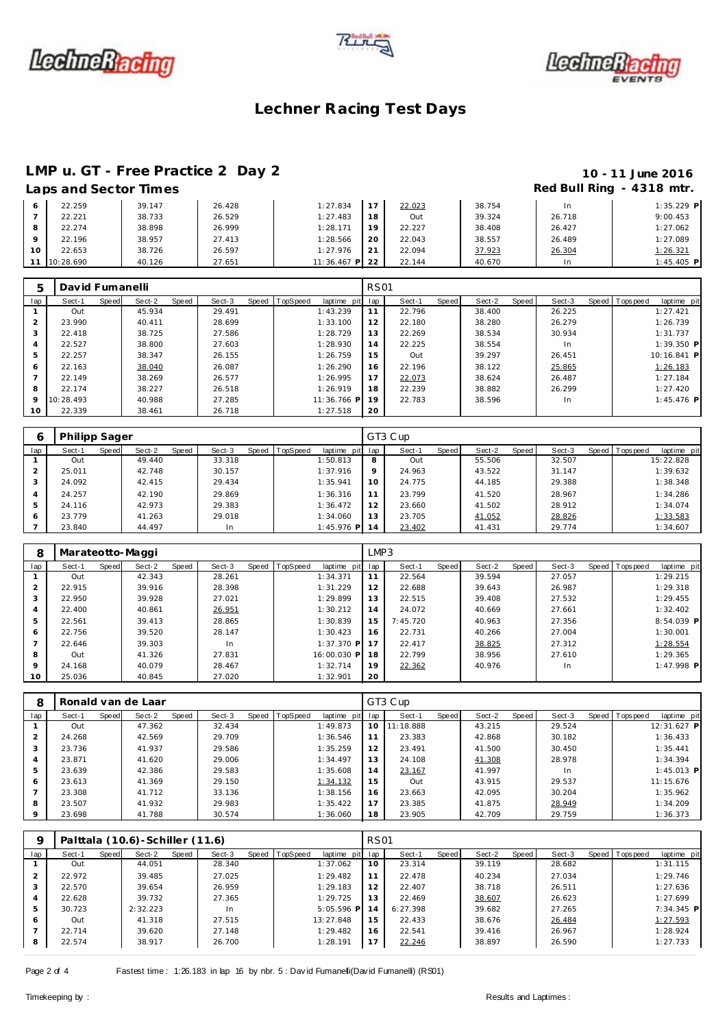# Lechner Racing Test Days

## LMP u. GT - Free Practice 2 Day 2

**10 - 11 June 2016**

### Laps and Sector Times

**Red Bull Ring - 4318 mtr.**

| lap | Sect-1 | Speed | Sect-2 | Speed | Sect-3 | Speed | TopSpeed | laptime pit | lap | Sect-1 | Speed | Sect-2 | Speed | Sect-3 | Speed | Topspeed | laptime pit |
|---|---|---|---|---|---|---|---|---|---|---|---|---|---|---|---|---|---|
| 6 | 22.259 | | 39.147 | | 26.428 | | | 1:27.834 | 17 | 22.023 | | 38.754 | | In | | | 1:35.229 P |
| 7 | 22.221 | | 38.733 | | 26.529 | | | 1:27.483 | 18 | Out | | 39.324 | | 26.718 | | | 9:00.453 |
| 8 | 22.274 | | 38.898 | | 26.999 | | | 1:28.171 | 19 | 22.227 | | 38.408 | | 26.427 | | | 1:27.062 |
| 9 | 22.196 | | 38.957 | | 27.413 | | | 1:28.566 | 20 | 22.043 | | 38.557 | | 26.489 | | | 1:27.089 |
| 10 | 22.653 | | 38.726 | | 26.597 | | | 1:27.976 | 21 | 22.094 | | 37.923 | | 26.304 | | | 1:26.321 |
| 11 | 10:28.690 | | 40.126 | | 27.651 | | | 11:36.467 P | 22 | 22.144 | | 40.670 | | In | | | 1:45.405 P |

| 5 | David Fumanelli | | | | | | | | RS01 | | | | | | | | |
|---|---|---|---|---|---|---|---|---|---|---|---|---|---|---|---|---|---|
| lap | Sect-1 | Speed | Sect-2 | Speed | Sect-3 | Speed | TopSpeed | laptime pit | lap | Sect-1 | Speed | Sect-2 | Speed | Sect-3 | Speed | Topspeed | laptime pit |
| 1 | Out | | 45.934 | | 29.491 | | | 1:43.239 | 11 | 22.796 | | 38.400 | | 26.225 | | | 1:27.421 |
| 2 | 23.990 | | 40.411 | | 28.699 | | | 1:33.100 | 12 | 22.180 | | 38.280 | | 26.279 | | | 1:26.739 |
| 3 | 22.418 | | 38.725 | | 27.586 | | | 1:28.729 | 13 | 22.269 | | 38.534 | | 30.934 | | | 1:31.737 |
| 4 | 22.527 | | 38.800 | | 27.603 | | | 1:28.930 | 14 | 22.225 | | 38.554 | | In | | | 1:39.350 P |
| 5 | 22.257 | | 38.347 | | 26.155 | | | 1:26.759 | 15 | Out | | 39.297 | | 26.451 | | | 10:16.841 P |
| 6 | 22.163 | | 38.040 | | 26.087 | | | 1:26.290 | 16 | 22.196 | | 38.122 | | 25.865 | | | 1:26.183 |
| 7 | 22.149 | | 38.269 | | 26.577 | | | 1:26.995 | 17 | 22.073 | | 38.624 | | 26.487 | | | 1:27.184 |
| 8 | 22.174 | | 38.227 | | 26.518 | | | 1:26.919 | 18 | 22.239 | | 38.882 | | 26.299 | | | 1:27.420 |
| 9 | 10:28.493 | | 40.988 | | 27.285 | | | 11:36.766 P | 19 | 22.783 | | 38.596 | | In | | | 1:45.476 P |
| 10 | 22.339 | | 38.461 | | 26.718 | | | 1:27.518 | 20 | | | | | | | | |

| 6 | Philipp Sager | | | | | | | | GT3 Cup | | | | | | | | |
|---|---|---|---|---|---|---|---|---|---|---|---|---|---|---|---|---|---|
| lap | Sect-1 | Speed | Sect-2 | Speed | Sect-3 | Speed | TopSpeed | laptime pit | lap | Sect-1 | Speed | Sect-2 | Speed | Sect-3 | Speed | Topspeed | laptime pit |
| 1 | Out | | 49.440 | | 33.318 | | | 1:50.813 | 8 | Out | | 55.506 | | 32.507 | | | 15:22.828 |
| 2 | 25.011 | | 42.748 | | 30.157 | | | 1:37.916 | 9 | 24.963 | | 43.522 | | 31.147 | | | 1:39.632 |
| 3 | 24.092 | | 42.415 | | 29.434 | | | 1:35.941 | 10 | 24.775 | | 44.185 | | 29.388 | | | 1:38.348 |
| 4 | 24.257 | | 42.190 | | 29.869 | | | 1:36.316 | 11 | 23.799 | | 41.520 | | 28.967 | | | 1:34.286 |
| 5 | 24.116 | | 42.973 | | 29.383 | | | 1:36.472 | 12 | 23.660 | | 41.502 | | 28.912 | | | 1:34.074 |
| 6 | 23.779 | | 41.263 | | 29.018 | | | 1:34.060 | 13 | 23.705 | | 41.052 | | 28.826 | | | 1:33.583 |
| 7 | 23.840 | | 44.497 | | In | | | 1:45.976 P | 14 | 23.402 | | 41.431 | | 29.774 | | | 1:34.607 |

| 8 | Marateotto-Maggi | | | | | | | | LMP3 | | | | | | | | |
|---|---|---|---|---|---|---|---|---|---|---|---|---|---|---|---|---|---|
| lap | Sect-1 | Speed | Sect-2 | Speed | Sect-3 | Speed | TopSpeed | laptime pit | lap | Sect-1 | Speed | Sect-2 | Speed | Sect-3 | Speed | Topspeed | laptime pit |
| 1 | Out | | 42.343 | | 28.261 | | | 1:34.371 | 11 | 22.564 | | 39.594 | | 27.057 | | | 1:29.215 |
| 2 | 22.915 | | 39.916 | | 28.398 | | | 1:31.229 | 12 | 22.688 | | 39.643 | | 26.987 | | | 1:29.318 |
| 3 | 22.950 | | 39.928 | | 27.021 | | | 1:29.899 | 13 | 22.515 | | 39.408 | | 27.532 | | | 1:29.455 |
| 4 | 22.400 | | 40.861 | | 26.951 | | | 1:30.212 | 14 | 24.072 | | 40.669 | | 27.661 | | | 1:32.402 |
| 5 | 22.561 | | 39.413 | | 28.865 | | | 1:30.839 | 15 | 7:45.720 | | 40.963 | | 27.356 | | | 8:54.039 P |
| 6 | 22.756 | | 39.520 | | 28.147 | | | 1:30.423 | 16 | 22.731 | | 40.266 | | 27.004 | | | 1:30.001 |
| 7 | 22.646 | | 39.303 | | In | | | 1:37.370 P | 17 | 22.417 | | 38.825 | | 27.312 | | | 1:28.554 |
| 8 | Out | | 41.326 | | 27.831 | | | 16:00.030 P | 18 | 22.799 | | 38.956 | | 27.610 | | | 1:29.365 |
| 9 | 24.168 | | 40.079 | | 28.467 | | | 1:32.714 | 19 | 22.362 | | 40.976 | | In | | | 1:47.998 P |
| 10 | 25.036 | | 40.845 | | 27.020 | | | 1:32.901 | 20 | | | | | | | | |

| 8 | Ronald van de Laar | | | | | | | | GT3 Cup | | | | | | | | |
|---|---|---|---|---|---|---|---|---|---|---|---|---|---|---|---|---|---|
| lap | Sect-1 | Speed | Sect-2 | Speed | Sect-3 | Speed | TopSpeed | laptime pit | lap | Sect-1 | Speed | Sect-2 | Speed | Sect-3 | Speed | Topspeed | laptime pit |
| 1 | Out | | 47.362 | | 32.434 | | | 1:49.873 | 10 | 11:18.888 | | 43.215 | | 29.524 | | | 12:31.627 P |
| 2 | 24.268 | | 42.569 | | 29.709 | | | 1:36.546 | 11 | 23.383 | | 42.868 | | 30.182 | | | 1:36.433 |
| 3 | 23.736 | | 41.937 | | 29.586 | | | 1:35.259 | 12 | 23.491 | | 41.500 | | 30.450 | | | 1:35.441 |
| 4 | 23.871 | | 41.620 | | 29.006 | | | 1:34.497 | 13 | 24.108 | | 41.308 | | 28.978 | | | 1:34.394 |
| 5 | 23.639 | | 42.386 | | 29.583 | | | 1:35.608 | 14 | 23.167 | | 41.997 | | In | | | 1:45.013 P |
| 6 | 23.613 | | 41.369 | | 29.150 | | | 1:34.132 | 15 | Out | | 43.915 | | 29.537 | | | 11:15.676 |
| 7 | 23.308 | | 41.712 | | 33.136 | | | 1:38.156 | 16 | 23.663 | | 42.095 | | 30.204 | | | 1:35.962 |
| 8 | 23.507 | | 41.932 | | 29.983 | | | 1:35.422 | 17 | 23.385 | | 41.875 | | 28.949 | | | 1:34.209 |
| 9 | 23.698 | | 41.788 | | 30.574 | | | 1:36.060 | 18 | 23.905 | | 42.709 | | 29.759 | | | 1:36.373 |

| 9 | Palttala (10.6)-Schiller (11.6) | | | | | | | | RS01 | | | | | | | | |
|---|---|---|---|---|---|---|---|---|---|---|---|---|---|---|---|---|---|
| lap | Sect-1 | Speed | Sect-2 | Speed | Sect-3 | Speed | TopSpeed | laptime pit | lap | Sect-1 | Speed | Sect-2 | Speed | Sect-3 | Speed | Topspeed | laptime pit |
| 1 | Out | | 44.051 | | 28.340 | | | 1:37.062 | 10 | 23.314 | | 39.119 | | 28.682 | | | 1:31.115 |
| 2 | 22.972 | | 39.485 | | 27.025 | | | 1:29.482 | 11 | 22.478 | | 40.234 | | 27.034 | | | 1:29.746 |
| 3 | 22.570 | | 39.654 | | 26.959 | | | 1:29.183 | 12 | 22.407 | | 38.718 | | 26.511 | | | 1:27.636 |
| 4 | 22.628 | | 39.732 | | 27.365 | | | 1:29.725 | 13 | 22.469 | | 38.607 | | 26.623 | | | 1:27.699 |
| 5 | 30.723 | | 2:32.223 | | In | | | 5:05.596 P | 14 | 6:27.398 | | 39.682 | | 27.265 | | | 7:34.345 P |
| 6 | Out | | 41.318 | | 27.515 | | | 13:27.848 | 15 | 22.433 | | 38.676 | | 26.484 | | | 1:27.593 |
| 7 | 22.714 | | 39.620 | | 27.148 | | | 1:29.482 | 16 | 22.541 | | 39.416 | | 26.967 | | | 1:28.924 |
| 8 | 22.574 | | 38.917 | | 26.700 | | | 1:28.191 | 17 | 22.246 | | 38.897 | | 26.590 | | | 1:27.733 |

Fastest time : 1:26.183 in lap 16 by nbr. 5 : David Fumanelli(David Fumanelli) (RS01)

Timekeeping by : Results and Laptimes :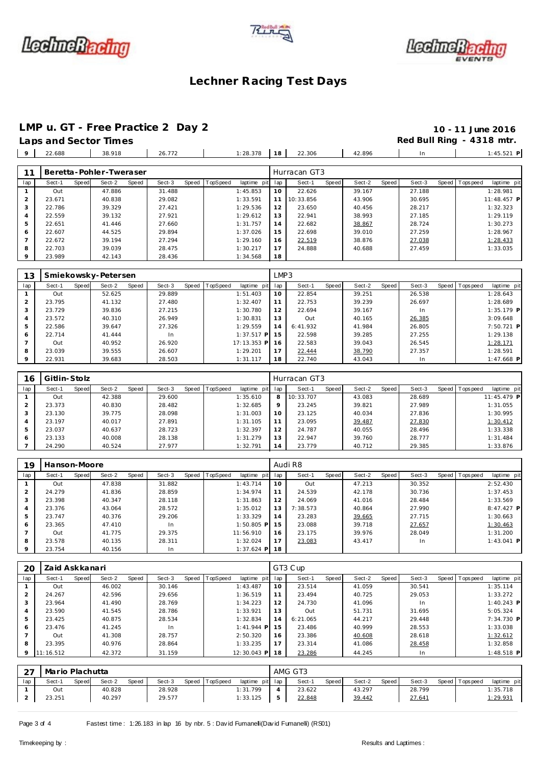# Lechner Racing Test Days

## LMP u. GT - Free Practice 2 Day 2

**10 - 11 June 2016**

**Laps and Sector Times**

**Red Bull Ring - 4318 mtr.**

| 9 | 22.688 | | 38.918 | | 26.772 | | | 1:28.378 | 18 | 22.306 | | 42.896 | | In | | | 1:45.521 P |
|---|---|---|---|---|---|---|---|---|---|---|---|---|---|---|---|---|---|

### 11 Beretta-Pohler-Tweraser — Hurracan GT3

| lap | Sect-1 | Speed | Sect-2 | Speed | Sect-3 | Speed | TopSpeed | laptime pit | lap | Sect-1 | Speed | Sect-2 | Speed | Sect-3 | Speed | Topspeed | laptime pit |
|---|---|---|---|---|---|---|---|---|---|---|---|---|---|---|---|---|---|
| 1 | Out | | 47.886 | | 31.488 | | | 1:45.853 | 10 | 22.626 | | 39.167 | | 27.188 | | | 1:28.981 |
| 2 | 23.671 | | 40.838 | | 29.082 | | | 1:33.591 | 11 | 10:33.856 | | 43.906 | | 30.695 | | | 11:48.457 P |
| 3 | 22.786 | | 39.329 | | 27.421 | | | 1:29.536 | 12 | 23.650 | | 40.456 | | 28.217 | | | 1:32.323 |
| 4 | 22.559 | | 39.132 | | 27.921 | | | 1:29.612 | 13 | 22.941 | | 38.993 | | 27.185 | | | 1:29.119 |
| 5 | 22.651 | | 41.446 | | 27.660 | | | 1:31.757 | 14 | 22.682 | | 38.867 | | 28.724 | | | 1:30.273 |
| 6 | 22.607 | | 44.525 | | 29.894 | | | 1:37.026 | 15 | 22.698 | | 39.010 | | 27.259 | | | 1:28.967 |
| 7 | 22.672 | | 39.194 | | 27.294 | | | 1:29.160 | 16 | 22.519 | | 38.876 | | 27.038 | | | 1:28.433 |
| 8 | 22.703 | | 39.039 | | 28.475 | | | 1:30.217 | 17 | 24.888 | | 40.688 | | 27.459 | | | 1:33.035 |
| 9 | 23.989 | | 42.143 | | 28.436 | | | 1:34.568 | 18 | | | | | | | | |

### 13 Smiekowsky-Petersen — LMP3

| lap | Sect-1 | Speed | Sect-2 | Speed | Sect-3 | Speed | TopSpeed | laptime pit | lap | Sect-1 | Speed | Sect-2 | Speed | Sect-3 | Speed | Topspeed | laptime pit |
|---|---|---|---|---|---|---|---|---|---|---|---|---|---|---|---|---|---|
| 1 | Out | | 52.625 | | 29.889 | | | 1:51.403 | 10 | 22.854 | | 39.251 | | 26.538 | | | 1:28.643 |
| 2 | 23.795 | | 41.132 | | 27.480 | | | 1:32.407 | 11 | 22.753 | | 39.239 | | 26.697 | | | 1:28.689 |
| 3 | 23.729 | | 39.836 | | 27.215 | | | 1:30.780 | 12 | 22.694 | | 39.167 | | In | | | 1:35.179 P |
| 4 | 23.572 | | 40.310 | | 26.949 | | | 1:30.831 | 13 | Out | | 40.165 | | 26.385 | | | 3:09.648 |
| 5 | 22.586 | | 39.647 | | 27.326 | | | 1:29.559 | 14 | 6:41.932 | | 41.984 | | 26.805 | | | 7:50.721 P |
| 6 | 22.714 | | 41.444 | | In | | | 1:37.517 P | 15 | 22.598 | | 39.285 | | 27.255 | | | 1:29.138 |
| 7 | Out | | 40.952 | | 26.920 | | | 17:13.353 P | 16 | 22.583 | | 39.043 | | 26.545 | | | 1:28.171 |
| 8 | 23.039 | | 39.555 | | 26.607 | | | 1:29.201 | 17 | 22.444 | | 38.790 | | 27.357 | | | 1:28.591 |
| 9 | 22.931 | | 39.683 | | 28.503 | | | 1:31.117 | 18 | 22.740 | | 43.043 | | In | | | 1:47.668 P |

### 16 Gitlin-Stolz — Hurracan GT3

| lap | Sect-1 | Speed | Sect-2 | Speed | Sect-3 | Speed | TopSpeed | laptime pit | lap | Sect-1 | Speed | Sect-2 | Speed | Sect-3 | Speed | Topspeed | laptime pit |
|---|---|---|---|---|---|---|---|---|---|---|---|---|---|---|---|---|---|
| 1 | Out | | 42.388 | | 29.600 | | | 1:35.610 | 8 | 10:33.707 | | 43.083 | | 28.689 | | | 11:45.479 P |
| 2 | 23.373 | | 40.830 | | 28.482 | | | 1:32.685 | 9 | 23.245 | | 39.821 | | 27.989 | | | 1:31.055 |
| 3 | 23.130 | | 39.775 | | 28.098 | | | 1:31.003 | 10 | 23.125 | | 40.034 | | 27.836 | | | 1:30.995 |
| 4 | 23.197 | | 40.017 | | 27.891 | | | 1:31.105 | 11 | 23.095 | | 39.487 | | 27.830 | | | 1:30.412 |
| 5 | 23.037 | | 40.637 | | 28.723 | | | 1:32.397 | 12 | 24.787 | | 40.055 | | 28.496 | | | 1:33.338 |
| 6 | 23.133 | | 40.008 | | 28.138 | | | 1:31.279 | 13 | 22.947 | | 39.760 | | 28.777 | | | 1:31.484 |
| 7 | 24.290 | | 40.524 | | 27.977 | | | 1:32.791 | 14 | 23.779 | | 40.712 | | 29.385 | | | 1:33.876 |

### 19 Hanson-Moore — Audi R8

| lap | Sect-1 | Speed | Sect-2 | Speed | Sect-3 | Speed | TopSpeed | laptime pit | lap | Sect-1 | Speed | Sect-2 | Speed | Sect-3 | Speed | Topspeed | laptime pit |
|---|---|---|---|---|---|---|---|---|---|---|---|---|---|---|---|---|---|
| 1 | Out | | 47.838 | | 31.882 | | | 1:43.714 | 10 | Out | | 47.213 | | 30.352 | | | 2:52.430 |
| 2 | 24.279 | | 41.836 | | 28.859 | | | 1:34.974 | 11 | 24.539 | | 42.178 | | 30.736 | | | 1:37.453 |
| 3 | 23.398 | | 40.347 | | 28.118 | | | 1:31.863 | 12 | 24.069 | | 41.016 | | 28.484 | | | 1:33.569 |
| 4 | 23.376 | | 43.064 | | 28.572 | | | 1:35.012 | 13 | 7:38.573 | | 40.864 | | 27.990 | | | 8:47.427 P |
| 5 | 23.747 | | 40.376 | | 29.206 | | | 1:33.329 | 14 | 23.283 | | 39.665 | | 27.715 | | | 1:30.663 |
| 6 | 23.365 | | 47.410 | | In | | | 1:50.805 P | 15 | 23.088 | | 39.718 | | 27.657 | | | 1:30.463 |
| 7 | Out | | 41.775 | | 29.375 | | | 11:56.910 | 16 | 23.175 | | 39.976 | | 28.049 | | | 1:31.200 |
| 8 | 23.578 | | 40.135 | | 28.311 | | | 1:32.024 | 17 | 23.083 | | 43.417 | | In | | | 1:43.041 P |
| 9 | 23.754 | | 40.156 | | In | | | 1:37.624 P | 18 | | | | | | | | |

### 20 Zaid Askkanari — GT3 Cup

| lap | Sect-1 | Speed | Sect-2 | Speed | Sect-3 | Speed | TopSpeed | laptime pit | lap | Sect-1 | Speed | Sect-2 | Speed | Sect-3 | Speed | Topspeed | laptime pit |
|---|---|---|---|---|---|---|---|---|---|---|---|---|---|---|---|---|---|
| 1 | Out | | 46.002 | | 30.146 | | | 1:43.487 | 10 | 23.514 | | 41.059 | | 30.541 | | | 1:35.114 |
| 2 | 24.267 | | 42.596 | | 29.656 | | | 1:36.519 | 11 | 23.494 | | 40.725 | | 29.053 | | | 1:33.272 |
| 3 | 23.964 | | 41.490 | | 28.769 | | | 1:34.223 | 12 | 24.730 | | 41.096 | | In | | | 1:40.243 P |
| 4 | 23.590 | | 41.545 | | 28.786 | | | 1:33.921 | 13 | Out | | 51.731 | | 31.695 | | | 5:05.324 |
| 5 | 23.425 | | 40.875 | | 28.534 | | | 1:32.834 | 14 | 6:21.065 | | 44.217 | | 29.448 | | | 7:34.730 P |
| 6 | 23.476 | | 41.245 | | In | | | 1:41.944 P | 15 | 23.486 | | 40.999 | | 28.553 | | | 1:33.038 |
| 7 | Out | | 41.308 | | 28.757 | | | 2:50.320 | 16 | 23.386 | | 40.608 | | 28.618 | | | 1:32.612 |
| 8 | 23.395 | | 40.976 | | 28.864 | | | 1:33.235 | 17 | 23.314 | | 41.086 | | 28.458 | | | 1:32.858 |
| 9 | 11:16.512 | | 42.372 | | 31.159 | | | 12:30.043 P | 18 | 23.286 | | 44.245 | | In | | | 1:48.518 P |

### 27 Mario Plachutta — AMG GT3

| lap | Sect-1 | Speed | Sect-2 | Speed | Sect-3 | Speed | TopSpeed | laptime pit | lap | Sect-1 | Speed | Sect-2 | Speed | Sect-3 | Speed | Topspeed | laptime pit |
|---|---|---|---|---|---|---|---|---|---|---|---|---|---|---|---|---|---|
| 1 | Out | | 40.828 | | 28.928 | | | 1:31.799 | 4 | 23.622 | | 43.297 | | 28.799 | | | 1:35.718 |
| 2 | 23.251 | | 40.297 | | 29.577 | | | 1:33.125 | 5 | 22.848 | | 39.442 | | 27.641 | | | 1:29.931 |

Fastest time : 1:26.183 in lap 16 by nbr. 5 : David Fumanelli(David Fumanelli) (RS01)

Timekeeping by :

Results and Laptimes :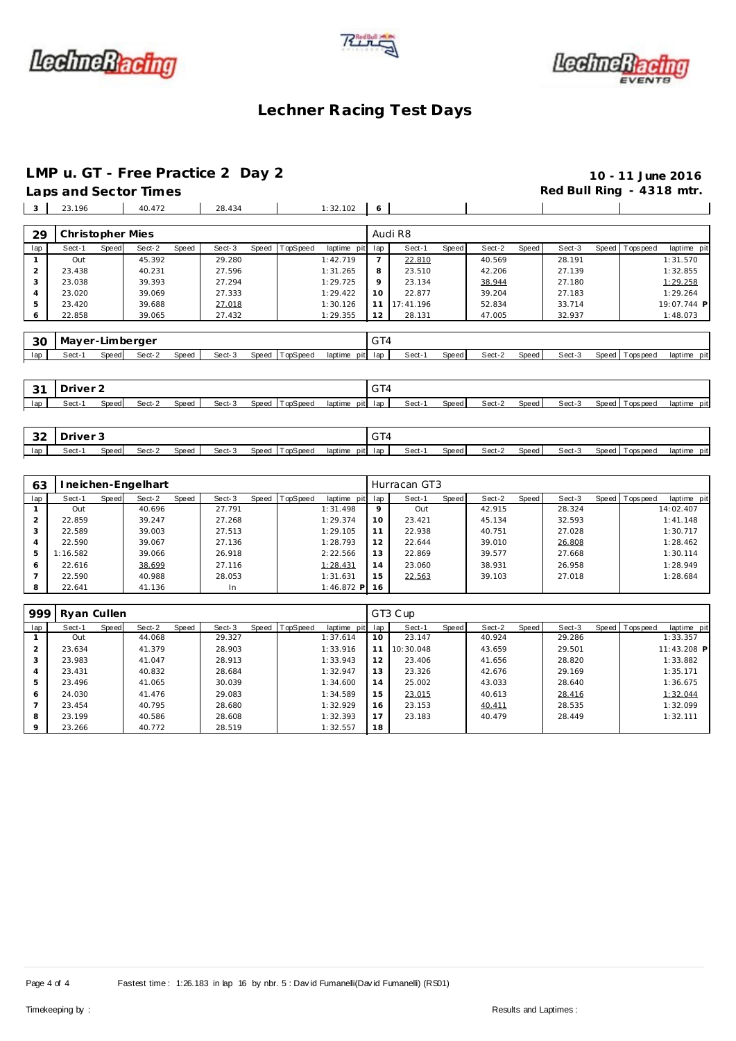# Lechner Racing Test Days

## LMP u. GT - Free Practice 2 Day 2

**10 - 11 June 2016**

### Laps and Sector Times

**Red Bull Ring - 4318 mtr.**

| 3 | 23.196 | | 40.472 | | 28.434 | | | 1:32.102 | 6 | | | | | | | | |
|---|---|---|---|---|---|---|---|---|---|---|---|---|---|---|---|---|---|

**29 Christopher Mies** — Audi R8

| lap | Sect-1 | Speed | Sect-2 | Speed | Sect-3 | Speed | TopSpeed | laptime pit | lap | Sect-1 | Speed | Sect-2 | Speed | Sect-3 | Speed | Topspeed | laptime pit |
|---|---|---|---|---|---|---|---|---|---|---|---|---|---|---|---|---|---|
| 1 | Out | | 45.392 | | 29.280 | | | 1:42.719 | 7 | 22.810 | | 40.569 | | 28.191 | | | 1:31.570 |
| 2 | 23.438 | | 40.231 | | 27.596 | | | 1:31.265 | 8 | 23.510 | | 42.206 | | 27.139 | | | 1:32.855 |
| 3 | 23.038 | | 39.393 | | 27.294 | | | 1:29.725 | 9 | 23.134 | | 38.944 | | 27.180 | | | 1:29.258 |
| 4 | 23.020 | | 39.069 | | 27.333 | | | 1:29.422 | 10 | 22.877 | | 39.204 | | 27.183 | | | 1:29.264 |
| 5 | 23.420 | | 39.688 | | 27.018 | | | 1:30.126 | 11 | 17:41.196 | | 52.834 | | 33.714 | | | 19:07.744 P |
| 6 | 22.858 | | 39.065 | | 27.432 | | | 1:29.355 | 12 | 28.131 | | 47.005 | | 32.937 | | | 1:48.073 |

**30 Mayer-Limberger** — GT4

| lap | Sect-1 | Speed | Sect-2 | Speed | Sect-3 | Speed | TopSpeed | laptime pit | lap | Sect-1 | Speed | Sect-2 | Speed | Sect-3 | Speed | Topspeed | laptime pit |
|---|---|---|---|---|---|---|---|---|---|---|---|---|---|---|---|---|---|

**31 Driver 2** — GT4

| lap | Sect-1 | Speed | Sect-2 | Speed | Sect-3 | Speed | TopSpeed | laptime pit | lap | Sect-1 | Speed | Sect-2 | Speed | Sect-3 | Speed | Topspeed | laptime pit |
|---|---|---|---|---|---|---|---|---|---|---|---|---|---|---|---|---|---|

**32 Driver 3** — GT4

| lap | Sect-1 | Speed | Sect-2 | Speed | Sect-3 | Speed | TopSpeed | laptime pit | lap | Sect-1 | Speed | Sect-2 | Speed | Sect-3 | Speed | Topspeed | laptime pit |
|---|---|---|---|---|---|---|---|---|---|---|---|---|---|---|---|---|---|

**63 Ineichen-Engelhart** — Hurracan GT3

| lap | Sect-1 | Speed | Sect-2 | Speed | Sect-3 | Speed | TopSpeed | laptime pit | lap | Sect-1 | Speed | Sect-2 | Speed | Sect-3 | Speed | Topspeed | laptime pit |
|---|---|---|---|---|---|---|---|---|---|---|---|---|---|---|---|---|---|
| 1 | Out | | 40.696 | | 27.791 | | | 1:31.498 | 9 | Out | | 42.915 | | 28.324 | | | 14:02.407 |
| 2 | 22.859 | | 39.247 | | 27.268 | | | 1:29.374 | 10 | 23.421 | | 45.134 | | 32.593 | | | 1:41.148 |
| 3 | 22.589 | | 39.003 | | 27.513 | | | 1:29.105 | 11 | 22.938 | | 40.751 | | 27.028 | | | 1:30.717 |
| 4 | 22.590 | | 39.067 | | 27.136 | | | 1:28.793 | 12 | 22.644 | | 39.010 | | 26.808 | | | 1:28.462 |
| 5 | 1:16.582 | | 39.066 | | 26.918 | | | 2:22.566 | 13 | 22.869 | | 39.577 | | 27.668 | | | 1:30.114 |
| 6 | 22.616 | | 38.699 | | 27.116 | | | 1:28.431 | 14 | 23.060 | | 38.931 | | 26.958 | | | 1:28.949 |
| 7 | 22.590 | | 40.988 | | 28.053 | | | 1:31.631 | 15 | 22.563 | | 39.103 | | 27.018 | | | 1:28.684 |
| 8 | 22.641 | | 41.136 | | In | | | 1:46.872 P | 16 | | | | | | | | |

**999 Ryan Cullen** — GT3 Cup

| lap | Sect-1 | Speed | Sect-2 | Speed | Sect-3 | Speed | TopSpeed | laptime pit | lap | Sect-1 | Speed | Sect-2 | Speed | Sect-3 | Speed | Topspeed | laptime pit |
|---|---|---|---|---|---|---|---|---|---|---|---|---|---|---|---|---|---|
| 1 | Out | | 44.068 | | 29.327 | | | 1:37.614 | 10 | 23.147 | | 40.924 | | 29.286 | | | 1:33.357 |
| 2 | 23.634 | | 41.379 | | 28.903 | | | 1:33.916 | 11 | 10:30.048 | | 43.659 | | 29.501 | | | 11:43.208 P |
| 3 | 23.983 | | 41.047 | | 28.913 | | | 1:33.943 | 12 | 23.406 | | 41.656 | | 28.820 | | | 1:33.882 |
| 4 | 23.431 | | 40.832 | | 28.684 | | | 1:32.947 | 13 | 23.326 | | 42.676 | | 29.169 | | | 1:35.171 |
| 5 | 23.496 | | 41.065 | | 30.039 | | | 1:34.600 | 14 | 25.002 | | 43.033 | | 28.640 | | | 1:36.675 |
| 6 | 24.030 | | 41.476 | | 29.083 | | | 1:34.589 | 15 | 23.015 | | 40.613 | | 28.416 | | | 1:32.044 |
| 7 | 23.454 | | 40.795 | | 28.680 | | | 1:32.929 | 16 | 23.153 | | 40.411 | | 28.535 | | | 1:32.099 |
| 8 | 23.199 | | 40.586 | | 28.608 | | | 1:32.393 | 17 | 23.183 | | 40.479 | | 28.449 | | | 1:32.111 |
| 9 | 23.266 | | 40.772 | | 28.519 | | | 1:32.557 | 18 | | | | | | | | |

Fastest time : 1:26.183 in lap 16 by nbr. 5 : David Fumanelli(David Fumanelli) (RS01)

Timekeeping by :

Results and Laptimes :